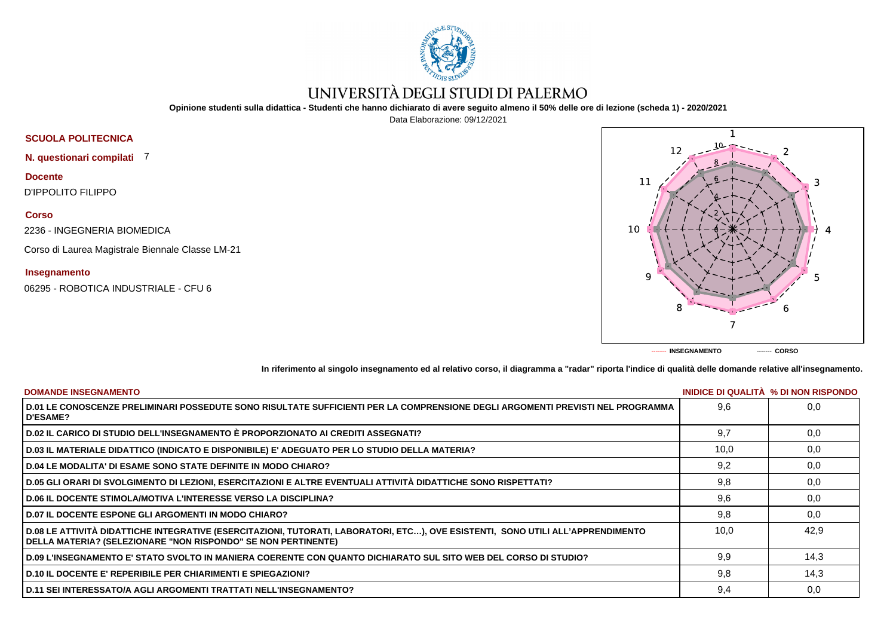# UNIVERSITÀ DEGLI STUDI DI PALERMO

**Opinione studenti sulla didattica - Studenti che hanno dichiarato di avere seguito almeno il 50% delle ore di lezione (scheda 1) - 2020/2021**

Data Elaborazione: 09/12/2021

**SCUOLA POLITECNICA**

**N. questionari compilati** 7

**Docente**

D'IPPOLITO FILIPPO

**Corso**

2236 - INGEGNERIA BIOMEDICA

Corso di Laurea Magistrale Biennale Classe LM-21

**Insegnamento**

06295 - ROBOTICA INDUSTRIALE - CFU 6

------- INSEGNAMENTO ------- CORSO

**In riferimento al singolo insegnamento ed al relativo corso, il diagramma a "radar" riporta l'indice di qualità delle domande relative all'insegnamento.**

| DOMANDE INSEGNAMENTO | INIDICE DI QUALITÀ | % DI NON RISPONDO |
|---|---|---|
| D.01 LE CONOSCENZE PRELIMINARI POSSEDUTE SONO RISULTATE SUFFICIENTI PER LA COMPRENSIONE DEGLI ARGOMENTI PREVISTI NEL PROGRAMMA D'ESAME? | 9,6 | 0,0 |
| D.02 IL CARICO DI STUDIO DELL'INSEGNAMENTO È PROPORZIONATO AI CREDITI ASSEGNATI? | 9,7 | 0,0 |
| D.03 IL MATERIALE DIDATTICO (INDICATO E DISPONIBILE) E' ADEGUATO PER LO STUDIO DELLA MATERIA? | 10,0 | 0,0 |
| D.04 LE MODALITA' DI ESAME SONO STATE DEFINITE IN MODO CHIARO? | 9,2 | 0,0 |
| D.05 GLI ORARI DI SVOLGIMENTO DI LEZIONI, ESERCITAZIONI E ALTRE EVENTUALI ATTIVITÀ DIDATTICHE SONO RISPETTATI? | 9,8 | 0,0 |
| D.06 IL DOCENTE STIMOLA/MOTIVA L'INTERESSE VERSO LA DISCIPLINA? | 9,6 | 0,0 |
| D.07 IL DOCENTE ESPONE GLI ARGOMENTI IN MODO CHIARO? | 9,8 | 0,0 |
| D.08 LE ATTIVITÀ DIDATTICHE INTEGRATIVE (ESERCITAZIONI, TUTORATI, LABORATORI, ETC…), OVE ESISTENTI, SONO UTILI ALL'APPRENDIMENTO DELLA MATERIA? (SELEZIONARE "NON RISPONDO" SE NON PERTINENTE) | 10,0 | 42,9 |
| D.09 L'INSEGNAMENTO E' STATO SVOLTO IN MANIERA COERENTE CON QUANTO DICHIARATO SUL SITO WEB DEL CORSO DI STUDIO? | 9,9 | 14,3 |
| D.10 IL DOCENTE E' REPERIBILE PER CHIARIMENTI E SPIEGAZIONI? | 9,8 | 14,3 |
| D.11 SEI INTERESSATO/A AGLI ARGOMENTI TRATTATI NELL'INSEGNAMENTO? | 9,4 | 0,0 |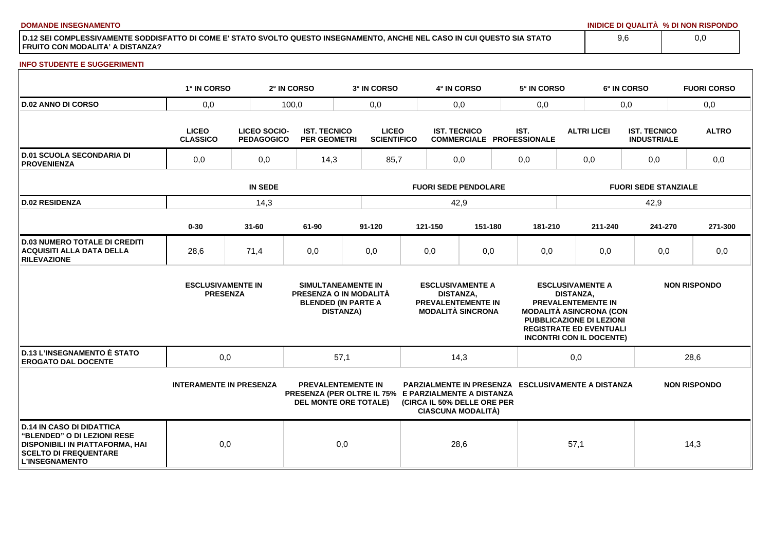**DOMANDE INSEGNAMENTO**

| | INIDICE DI QUALITÀ | % DI NON RISPONDO |
|---|---|---|
| D.12 SEI COMPLESSIVAMENTE SODDISFATTO DI COME E' STATO SVOLTO QUESTO INSEGNAMENTO, ANCHE NEL CASO IN CUI QUESTO SIA STATO FRUITO CON MODALITA' A DISTANZA? | 9,6 | 0,0 |

**INFO STUDENTE E SUGGERIMENTI**

| | 1° IN CORSO | 2° IN CORSO | 3° IN CORSO | 4° IN CORSO | 5° IN CORSO | 6° IN CORSO | FUORI CORSO |
|---|---|---|---|---|---|---|---|
| D.02 ANNO DI CORSO | 0,0 | 100,0 | 0,0 | 0,0 | 0,0 | 0,0 | 0,0 |

| | LICEO CLASSICO | LICEO SOCIO-PEDAGOGICO | IST. TECNICO PER GEOMETRI | LICEO SCIENTIFICO | IST. TECNICO COMMERCIALE | IST. PROFESSIONALE | ALTRI LICEI | IST. TECNICO INDUSTRIALE | ALTRO |
|---|---|---|---|---|---|---|---|---|---|
| D.01 SCUOLA SECONDARIA DI PROVENIENZA | 0,0 | 0,0 | 14,3 | 85,7 | 0,0 | 0,0 | 0,0 | 0,0 | 0,0 |

| | IN SEDE | FUORI SEDE PENDOLARE | FUORI SEDE STANZIALE |
|---|---|---|---|
| D.02 RESIDENZA | 14,3 | 42,9 | 42,9 |

| | 0-30 | 31-60 | 61-90 | 91-120 | 121-150 | 151-180 | 181-210 | 211-240 | 241-270 | 271-300 |
|---|---|---|---|---|---|---|---|---|---|---|
| D.03 NUMERO TOTALE DI CREDITI ACQUISITI ALLA DATA DELLA RILEVAZIONE | 28,6 | 71,4 | 0,0 | 0,0 | 0,0 | 0,0 | 0,0 | 0,0 | 0,0 | 0,0 |

| | ESCLUSIVAMENTE IN PRESENZA | SIMULTANEAMENTE IN PRESENZA O IN MODALITÀ BLENDED (IN PARTE A DISTANZA) | ESCLUSIVAMENTE A DISTANZA, PREVALENTEMENTE IN MODALITÀ SINCRONA | ESCLUSIVAMENTE A DISTANZA, PREVALENTEMENTE IN MODALITÀ ASINCRONA (CON PUBBLICAZIONE DI LEZIONI REGISTRATE ED EVENTUALI INCONTRI CON IL DOCENTE) | NON RISPONDO |
|---|---|---|---|---|---|
| D.13 L'INSEGNAMENTO È STATO EROGATO DAL DOCENTE | 0,0 | 57,1 | 14,3 | 0,0 | 28,6 |

| | INTERAMENTE IN PRESENZA | PREVALENTEMENTE IN PRESENZA (PER OLTRE IL 75% DEL MONTE ORE TOTALE) | PARZIALMENTE IN PRESENZA E PARZIALMENTE A DISTANZA (CIRCA IL 50% DELLE ORE PER CIASCUNA MODALITÀ) | ESCLUSIVAMENTE A DISTANZA | NON RISPONDO |
|---|---|---|---|---|---|
| D.14 IN CASO DI DIDATTICA "BLENDED" O DI LEZIONI RESE DISPONIBILI IN PIATTAFORMA, HAI SCELTO DI FREQUENTARE L'INSEGNAMENTO | 0,0 | 0,0 | 28,6 | 57,1 | 14,3 |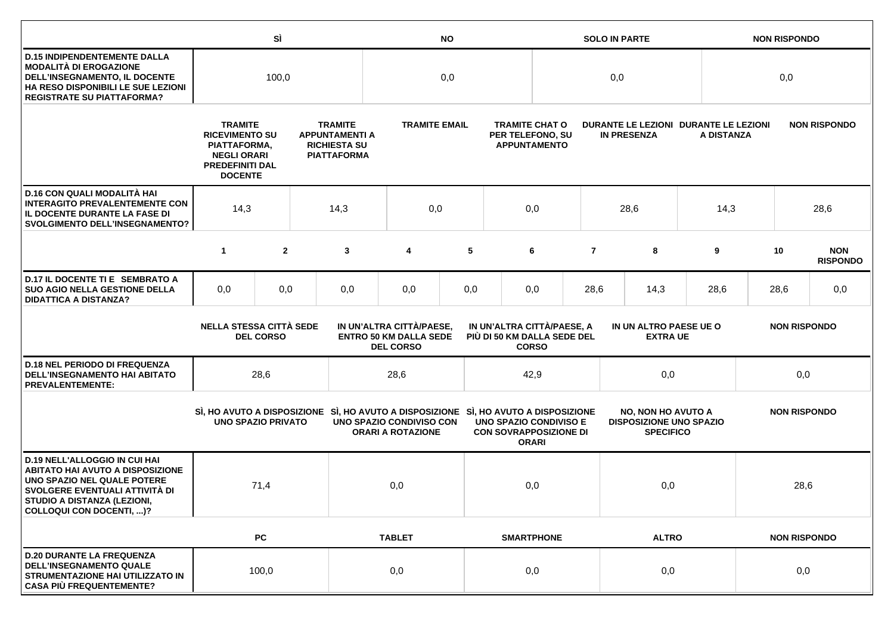| | SÌ | NO | SOLO IN PARTE | NON RISPONDO |
|---|---|---|---|---|
| **D.15 INDIPENDENTEMENTE DALLA MODALITÀ DI EROGAZIONE DELL'INSEGNAMENTO, IL DOCENTE HA RESO DISPONIBILI LE SUE LEZIONI REGISTRATE SU PIATTAFORMA?** | 100,0 | 0,0 | 0,0 | 0,0 |

| | TRAMITE RICEVIMENTO SU PIATTAFORMA, NEGLI ORARI PREDEFINITI DAL DOCENTE | TRAMITE APPUNTAMENTI A RICHIESTA SU PIATTAFORMA | TRAMITE EMAIL | TRAMITE CHAT O PER TELEFONO, SU APPUNTAMENTO | DURANTE LE LEZIONI IN PRESENZA | DURANTE LE LEZIONI A DISTANZA | NON RISPONDO |
|---|---|---|---|---|---|---|---|
| **D.16 CON QUALI MODALITÀ HAI INTERAGITO PREVALENTEMENTE CON IL DOCENTE DURANTE LA FASE DI SVOLGIMENTO DELL'INSEGNAMENTO?** | 14,3 | 14,3 | 0,0 | 0,0 | 28,6 | 14,3 | 28,6 |

| | 1 | 2 | 3 | 4 | 5 | 6 | 7 | 8 | 9 | 10 | NON RISPONDO |
|---|---|---|---|---|---|---|---|---|---|---|---|
| **D.17 IL DOCENTE TI E SEMBRATO A SUO AGIO NELLA GESTIONE DELLA DIDATTICA A DISTANZA?** | 0,0 | 0,0 | 0,0 | 0,0 | 0,0 | 0,0 | 28,6 | 14,3 | 28,6 | 28,6 | 0,0 |

| | NELLA STESSA CITTÀ SEDE DEL CORSO | IN UN'ALTRA CITTÀ/PAESE, ENTRO 50 KM DALLA SEDE DEL CORSO | IN UN'ALTRA CITTÀ/PAESE, A PIÙ DI 50 KM DALLA SEDE DEL CORSO | IN UN ALTRO PAESE UE O EXTRA UE | NON RISPONDO |
|---|---|---|---|---|---|
| **D.18 NEL PERIODO DI FREQUENZA DELL'INSEGNAMENTO HAI ABITATO PREVALENTEMENTE:** | 28,6 | 28,6 | 42,9 | 0,0 | 0,0 |

| | SÌ, HO AVUTO A DISPOSIZIONE UNO SPAZIO PRIVATO | SÌ, HO AVUTO A DISPOSIZIONE UNO SPAZIO CONDIVISO CON ORARI A ROTAZIONE | SÌ, HO AVUTO A DISPOSIZIONE UNO SPAZIO CONDIVISO E CON SOVRAPPOSIZIONE DI ORARI | NO, NON HO AVUTO A DISPOSIZIONE UNO SPAZIO SPECIFICO | NON RISPONDO |
|---|---|---|---|---|---|
| **D.19 NELL'ALLOGGIO IN CUI HAI ABITATO HAI AVUTO A DISPOSIZIONE UNO SPAZIO NEL QUALE POTERE SVOLGERE EVENTUALI ATTIVITÀ DI STUDIO A DISTANZA (LEZIONI, COLLOQUI CON DOCENTI, ...)?** | 71,4 | 0,0 | 0,0 | 0,0 | 28,6 |

| | PC | TABLET | SMARTPHONE | ALTRO | NON RISPONDO |
|---|---|---|---|---|---|
| **D.20 DURANTE LA FREQUENZA DELL'INSEGNAMENTO QUALE STRUMENTAZIONE HAI UTILIZZATO IN CASA PIÙ FREQUENTEMENTE?** | 100,0 | 0,0 | 0,0 | 0,0 | 0,0 |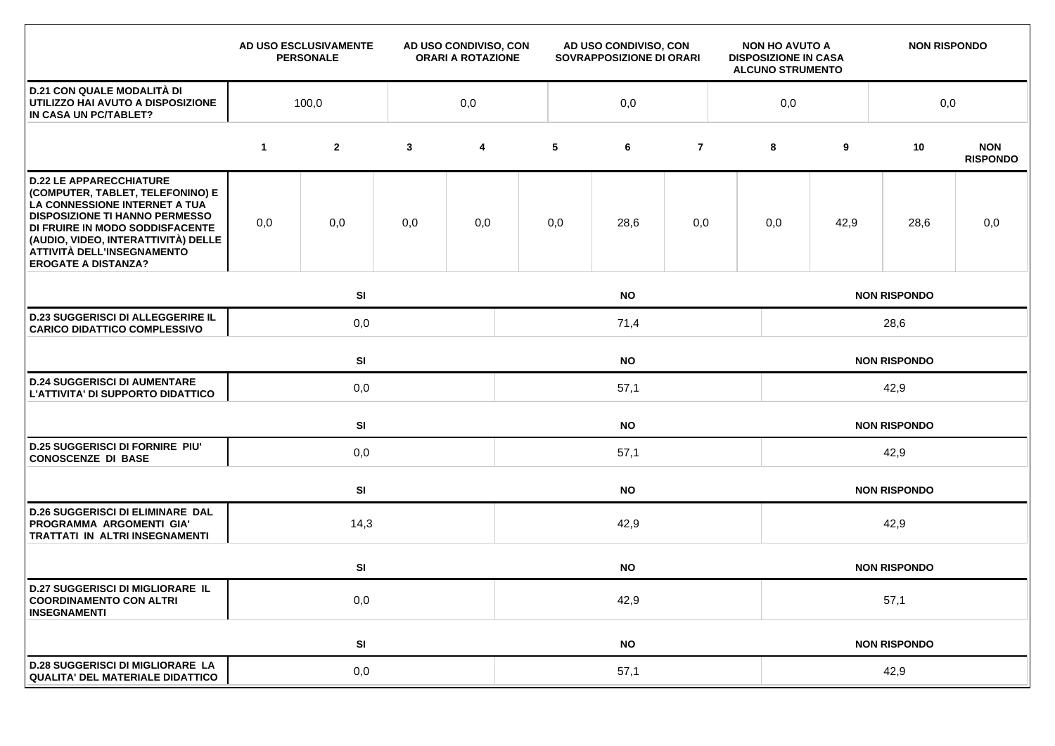| | AD USO ESCLUSIVAMENTE PERSONALE | AD USO CONDIVISO, CON ORARI A ROTAZIONE | AD USO CONDIVISO, CON SOVRAPPOSIZIONE DI ORARI | NON HO AVUTO A DISPOSIZIONE IN CASA ALCUNO STRUMENTO | NON RISPONDO |
|---|---|---|---|---|---|
| **D.21 CON QUALE MODALITÀ DI UTILIZZO HAI AVUTO A DISPOSIZIONE IN CASA UN PC/TABLET?** | 100,0 | 0,0 | 0,0 | 0,0 | 0,0 |

| | 1 | 2 | 3 | 4 | 5 | 6 | 7 | 8 | 9 | 10 | NON RISPONDO |
|---|---|---|---|---|---|---|---|---|---|---|---|
| **D.22 LE APPARECCHIATURE (COMPUTER, TABLET, TELEFONINO) E LA CONNESSIONE INTERNET A TUA DISPOSIZIONE TI HANNO PERMESSO DI FRUIRE IN MODO SODDISFACENTE (AUDIO, VIDEO, INTERATTIVITÀ) DELLE ATTIVITÀ DELL'INSEGNAMENTO EROGATE A DISTANZA?** | 0,0 | 0,0 | 0,0 | 0,0 | 0,0 | 28,6 | 0,0 | 0,0 | 42,9 | 28,6 | 0,0 |

| | SI | NO | NON RISPONDO |
|---|---|---|---|
| **D.23 SUGGERISCI DI ALLEGGERIRE IL CARICO DIDATTICO COMPLESSIVO** | 0,0 | 71,4 | 28,6 |

| | SI | NO | NON RISPONDO |
|---|---|---|---|
| **D.24 SUGGERISCI DI AUMENTARE L'ATTIVITA' DI SUPPORTO DIDATTICO** | 0,0 | 57,1 | 42,9 |

| | SI | NO | NON RISPONDO |
|---|---|---|---|
| **D.25 SUGGERISCI DI FORNIRE PIU' CONOSCENZE DI BASE** | 0,0 | 57,1 | 42,9 |

| | SI | NO | NON RISPONDO |
|---|---|---|---|
| **D.26 SUGGERISCI DI ELIMINARE DAL PROGRAMMA ARGOMENTI GIA' TRATTATI IN ALTRI INSEGNAMENTI** | 14,3 | 42,9 | 42,9 |

| | SI | NO | NON RISPONDO |
|---|---|---|---|
| **D.27 SUGGERISCI DI MIGLIORARE IL COORDINAMENTO CON ALTRI INSEGNAMENTI** | 0,0 | 42,9 | 57,1 |

| | SI | NO | NON RISPONDO |
|---|---|---|---|
| **D.28 SUGGERISCI DI MIGLIORARE LA QUALITA' DEL MATERIALE DIDATTICO** | 0,0 | 57,1 | 42,9 |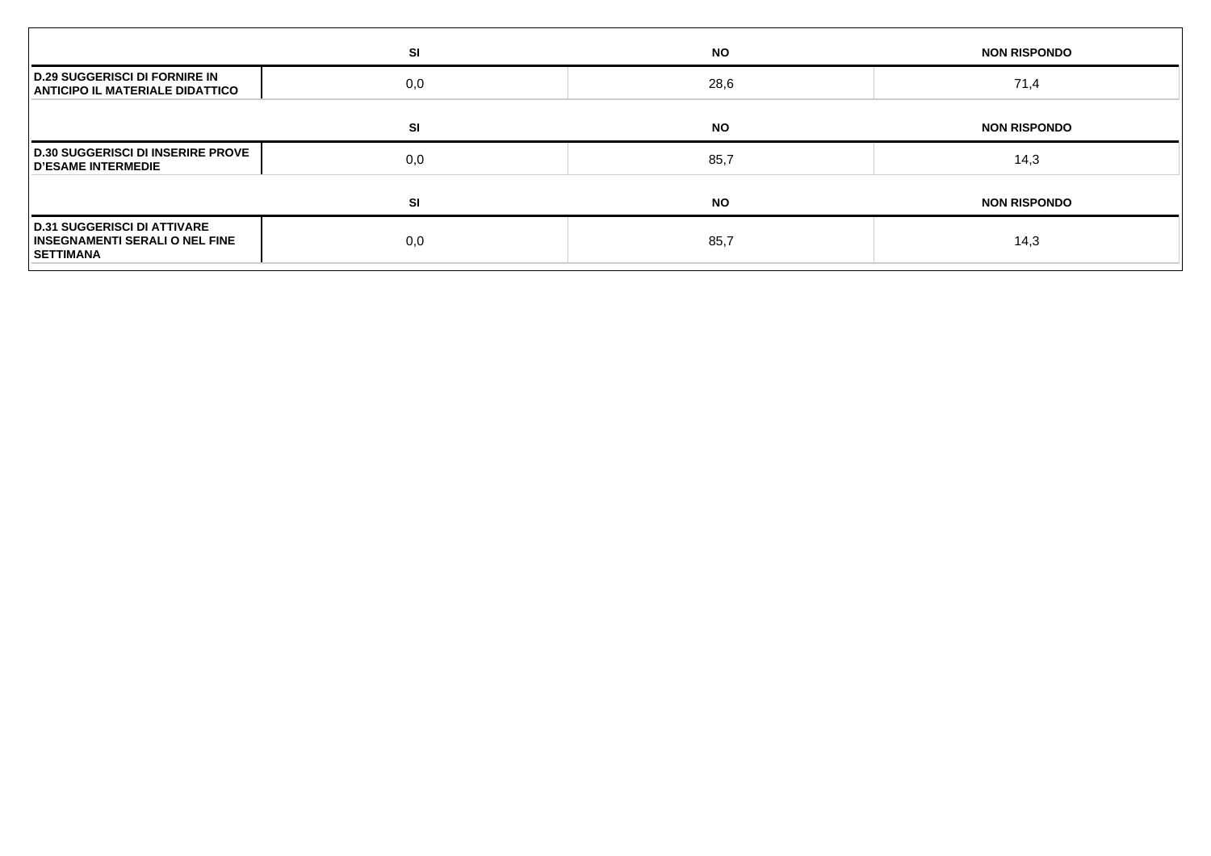| | SI | NO | NON RISPONDO |
|---|---|---|---|
| **D.29 SUGGERISCI DI FORNIRE IN ANTICIPO IL MATERIALE DIDATTICO** | 0,0 | 28,6 | 71,4 |

| | SI | NO | NON RISPONDO |
|---|---|---|---|
| **D.30 SUGGERISCI DI INSERIRE PROVE D'ESAME INTERMEDIE** | 0,0 | 85,7 | 14,3 |

| | SI | NO | NON RISPONDO |
|---|---|---|---|
| **D.31 SUGGERISCI DI ATTIVARE INSEGNAMENTI SERALI O NEL FINE SETTIMANA** | 0,0 | 85,7 | 14,3 |